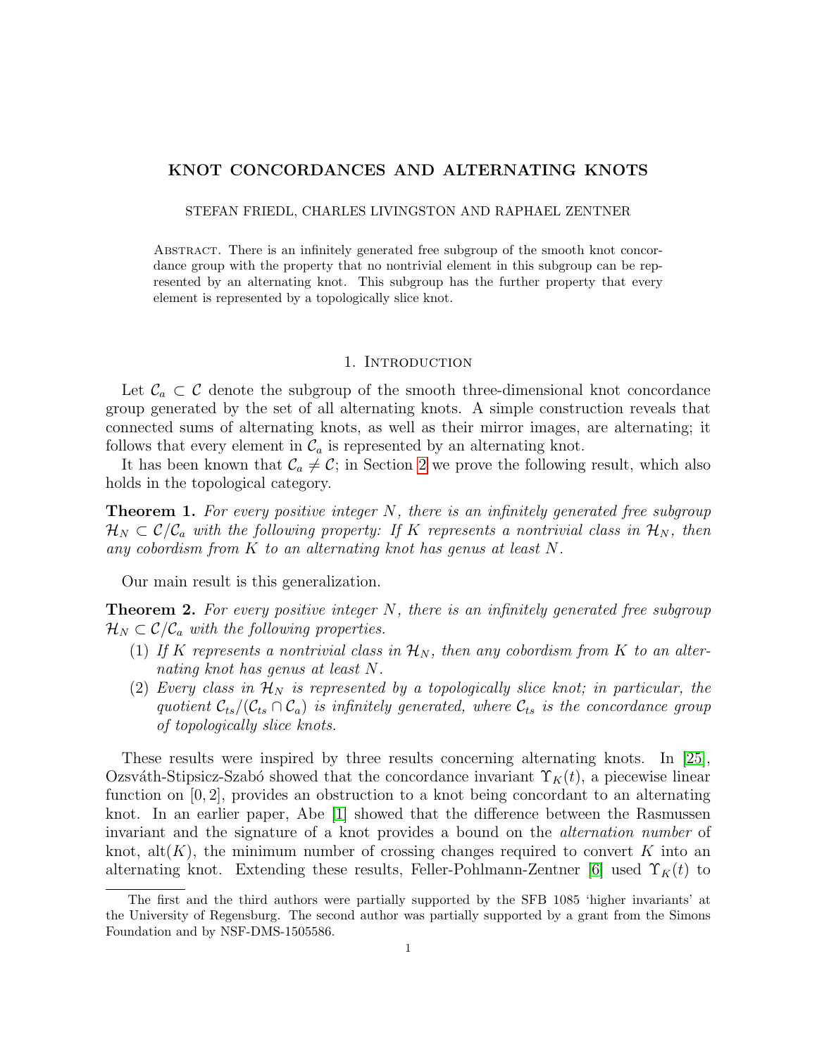# KNOT CONCORDANCES AND ALTERNATING KNOTS

STEFAN FRIEDL, CHARLES LIVINGSTON AND RAPHAEL ZENTNER

Abstract. There is an infinitely generated free subgroup of the smooth knot concordance group with the property that no nontrivial element in this subgroup can be represented by an alternating knot. This subgroup has the further property that every element is represented by a topologically slice knot.

## 1. Introduction

Let $\mathcal{C}_a \subset \mathcal{C}$ denote the subgroup of the smooth three-dimensional knot concordance group generated by the set of all alternating knots. A simple construction reveals that connected sums of alternating knots, as well as their mirror images, are alternating; it follows that every element in $\mathcal{C}_a$ is represented by an alternating knot.

It has been known that $\mathcal{C}_a \neq \mathcal{C}$; in Section 2 we prove the following result, which also holds in the topological category.

**Theorem 1.** *For every positive integer $N$, there is an infinitely generated free subgroup $\mathcal{H}_N \subset \mathcal{C}/\mathcal{C}_a$ with the following property: If $K$ represents a nontrivial class in $\mathcal{H}_N$, then any cobordism from $K$ to an alternating knot has genus at least $N$.*

Our main result is this generalization.

**Theorem 2.** *For every positive integer $N$, there is an infinitely generated free subgroup $\mathcal{H}_N \subset \mathcal{C}/\mathcal{C}_a$ with the following properties.*

1. *If $K$ represents a nontrivial class in $\mathcal{H}_N$, then any cobordism from $K$ to an alternating knot has genus at least $N$.*
2. *Every class in $\mathcal{H}_N$ is represented by a topologically slice knot; in particular, the quotient $\mathcal{C}_{ts}/(\mathcal{C}_{ts} \cap \mathcal{C}_a)$ is infinitely generated, where $\mathcal{C}_{ts}$ is the concordance group of topologically slice knots.*

These results were inspired by three results concerning alternating knots. In [25], Ozsváth-Stipsicz-Szabó showed that the concordance invariant $\Upsilon_K(t)$, a piecewise linear function on $[0, 2]$, provides an obstruction to a knot being concordant to an alternating knot. In an earlier paper, Abe [1] showed that the difference between the Rasmussen invariant and the signature of a knot provides a bound on the *alternation number* of knot, $\text{alt}(K)$, the minimum number of crossing changes required to convert $K$ into an alternating knot. Extending these results, Feller-Pohlmann-Zentner [6] used $\Upsilon_K(t)$ to

The first and the third authors were partially supported by the SFB 1085 'higher invariants' at the University of Regensburg. The second author was partially supported by a grant from the Simons Foundation and by NSF-DMS-1505586.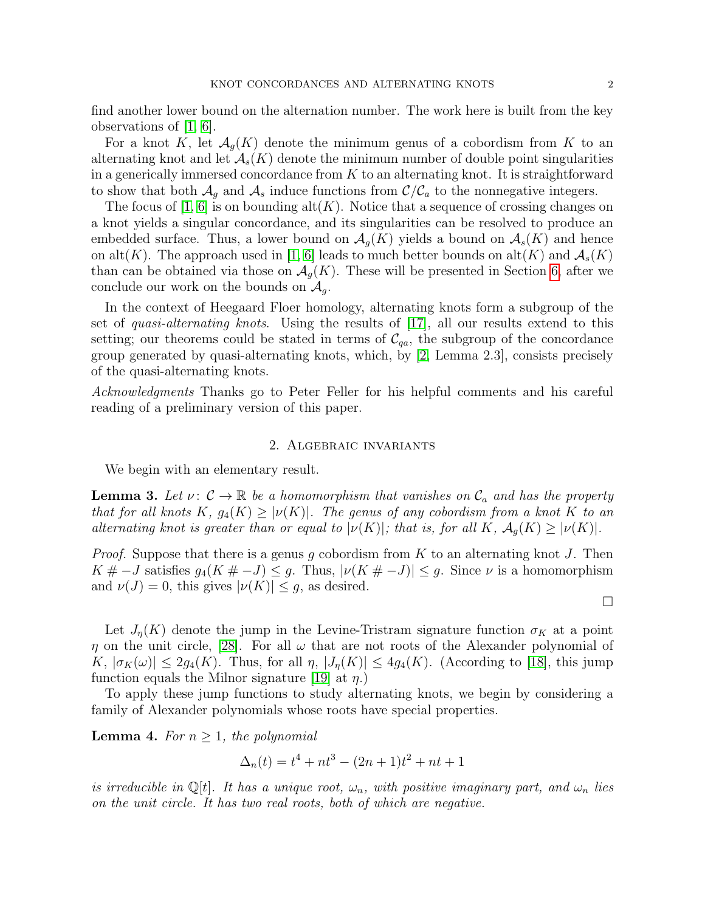find another lower bound on the alternation number. The work here is built from the key observations of [1, 6].

For a knot $K$, let $\mathcal{A}_g(K)$ denote the minimum genus of a cobordism from $K$ to an alternating knot and let $\mathcal{A}_s(K)$ denote the minimum number of double point singularities in a generically immersed concordance from $K$ to an alternating knot. It is straightforward to show that both $\mathcal{A}_g$ and $\mathcal{A}_s$ induce functions from $\mathcal{C}/\mathcal{C}_a$ to the nonnegative integers.

The focus of [1, 6] is on bounding $\text{alt}(K)$. Notice that a sequence of crossing changes on a knot yields a singular concordance, and its singularities can be resolved to produce an embedded surface. Thus, a lower bound on $\mathcal{A}_g(K)$ yields a bound on $\mathcal{A}_s(K)$ and hence on $\text{alt}(K)$. The approach used in [1, 6] leads to much better bounds on $\text{alt}(K)$ and $\mathcal{A}_s(K)$ than can be obtained via those on $\mathcal{A}_g(K)$. These will be presented in Section 6, after we conclude our work on the bounds on $\mathcal{A}_g$.

In the context of Heegaard Floer homology, alternating knots form a subgroup of the set of *quasi-alternating knots*. Using the results of [17], all our results extend to this setting; our theorems could be stated in terms of $\mathcal{C}_{qa}$, the subgroup of the concordance group generated by quasi-alternating knots, which, by [2, Lemma 2.3], consists precisely of the quasi-alternating knots.

*Acknowledgments* Thanks go to Peter Feller for his helpful comments and his careful reading of a preliminary version of this paper.

## 2. Algebraic invariants

We begin with an elementary result.

**Lemma 3.** *Let $\nu\colon \mathcal{C} \to \mathbb{R}$ be a homomorphism that vanishes on $\mathcal{C}_a$ and has the property that for all knots $K$, $g_4(K) \geq |\nu(K)|$. The genus of any cobordism from a knot $K$ to an alternating knot is greater than or equal to $|\nu(K)|$; that is, for all $K$, $\mathcal{A}_g(K) \geq |\nu(K)|$.*

*Proof.* Suppose that there is a genus $g$ cobordism from $K$ to an alternating knot $J$. Then $K \# -J$ satisfies $g_4(K \# -J) \leq g$. Thus, $|\nu(K \# -J)| \leq g$. Since $\nu$ is a homomorphism and $\nu(J) = 0$, this gives $|\nu(K)| \leq g$, as desired. $\square$

Let $J_\eta(K)$ denote the jump in the Levine-Tristram signature function $\sigma_K$ at a point $\eta$ on the unit circle, [28]. For all $\omega$ that are not roots of the Alexander polynomial of $K$, $|\sigma_K(\omega)| \leq 2g_4(K)$. Thus, for all $\eta$, $|J_\eta(K)| \leq 4g_4(K)$. (According to [18], this jump function equals the Milnor signature [19] at $\eta$.)

To apply these jump functions to study alternating knots, we begin by considering a family of Alexander polynomials whose roots have special properties.

**Lemma 4.** *For $n \geq 1$, the polynomial*

$$\Delta_n(t) = t^4 + nt^3 - (2n+1)t^2 + nt + 1$$

*is irreducible in $\mathbb{Q}[t]$. It has a unique root, $\omega_n$, with positive imaginary part, and $\omega_n$ lies on the unit circle. It has two real roots, both of which are negative.*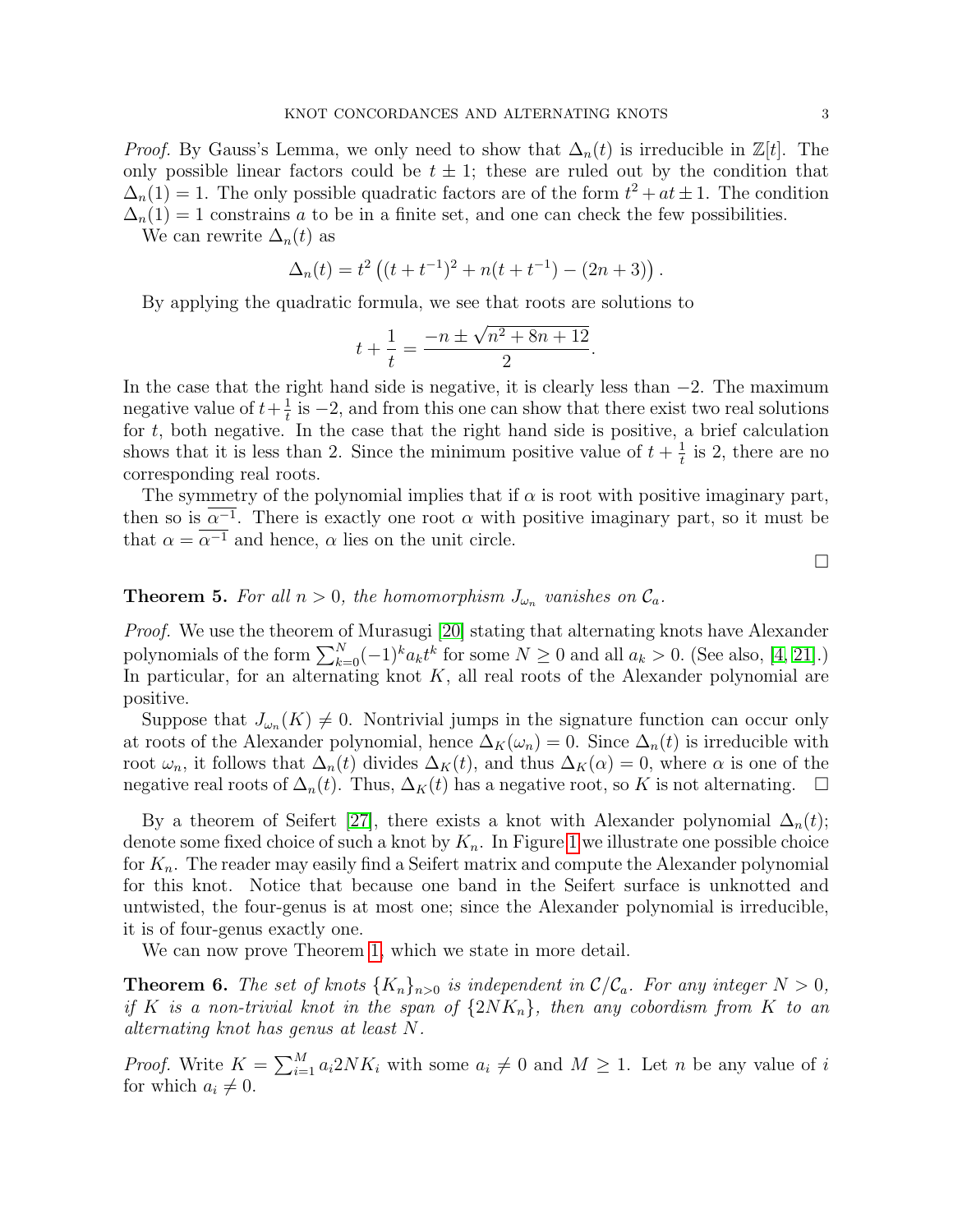*Proof.* By Gauss's Lemma, we only need to show that $\Delta_n(t)$ is irreducible in $\mathbb{Z}[t]$. The only possible linear factors could be $t \pm 1$; these are ruled out by the condition that $\Delta_n(1) = 1$. The only possible quadratic factors are of the form $t^2 + at \pm 1$. The condition $\Delta_n(1) = 1$ constrains $a$ to be in a finite set, and one can check the few possibilities.

We can rewrite $\Delta_n(t)$ as

$$\Delta_n(t) = t^2 \left( (t + t^{-1})^2 + n(t + t^{-1}) - (2n + 3) \right).$$

By applying the quadratic formula, we see that roots are solutions to

$$t + \frac{1}{t} = \frac{-n \pm \sqrt{n^2 + 8n + 12}}{2}.$$

In the case that the right hand side is negative, it is clearly less than $-2$. The maximum negative value of $t + \frac{1}{t}$ is $-2$, and from this one can show that there exist two real solutions for $t$, both negative. In the case that the right hand side is positive, a brief calculation shows that it is less than 2. Since the minimum positive value of $t + \frac{1}{t}$ is 2, there are no corresponding real roots.

The symmetry of the polynomial implies that if $\alpha$ is root with positive imaginary part, then so is $\overline{\alpha^{-1}}$. There is exactly one root $\alpha$ with positive imaginary part, so it must be that $\alpha = \overline{\alpha^{-1}}$ and hence, $\alpha$ lies on the unit circle. □

**Theorem 5.** *For all $n > 0$, the homomorphism $J_{\omega_n}$ vanishes on $\mathcal{C}_a$.*

*Proof.* We use the theorem of Murasugi [20] stating that alternating knots have Alexander polynomials of the form $\sum_{k=0}^{N} (-1)^k a_k t^k$ for some $N \geq 0$ and all $a_k > 0$. (See also, [4, 21].) In particular, for an alternating knot $K$, all real roots of the Alexander polynomial are positive.

Suppose that $J_{\omega_n}(K) \neq 0$. Nontrivial jumps in the signature function can occur only at roots of the Alexander polynomial, hence $\Delta_K(\omega_n) = 0$. Since $\Delta_n(t)$ is irreducible with root $\omega_n$, it follows that $\Delta_n(t)$ divides $\Delta_K(t)$, and thus $\Delta_K(\alpha) = 0$, where $\alpha$ is one of the negative real roots of $\Delta_n(t)$. Thus, $\Delta_K(t)$ has a negative root, so $K$ is not alternating. □

By a theorem of Seifert [27], there exists a knot with Alexander polynomial $\Delta_n(t)$; denote some fixed choice of such a knot by $K_n$. In Figure 1 we illustrate one possible choice for $K_n$. The reader may easily find a Seifert matrix and compute the Alexander polynomial for this knot. Notice that because one band in the Seifert surface is unknotted and untwisted, the four-genus is at most one; since the Alexander polynomial is irreducible, it is of four-genus exactly one.

We can now prove Theorem 1, which we state in more detail.

**Theorem 6.** *The set of knots $\{K_n\}_{n>0}$ is independent in $\mathcal{C}/\mathcal{C}_a$. For any integer $N > 0$, if $K$ is a non-trivial knot in the span of $\{2NK_n\}$, then any cobordism from $K$ to an alternating knot has genus at least $N$.*

*Proof.* Write $K = \sum_{i=1}^{M} a_i 2NK_i$ with some $a_i \neq 0$ and $M \geq 1$. Let $n$ be any value of $i$ for which $a_i \neq 0$.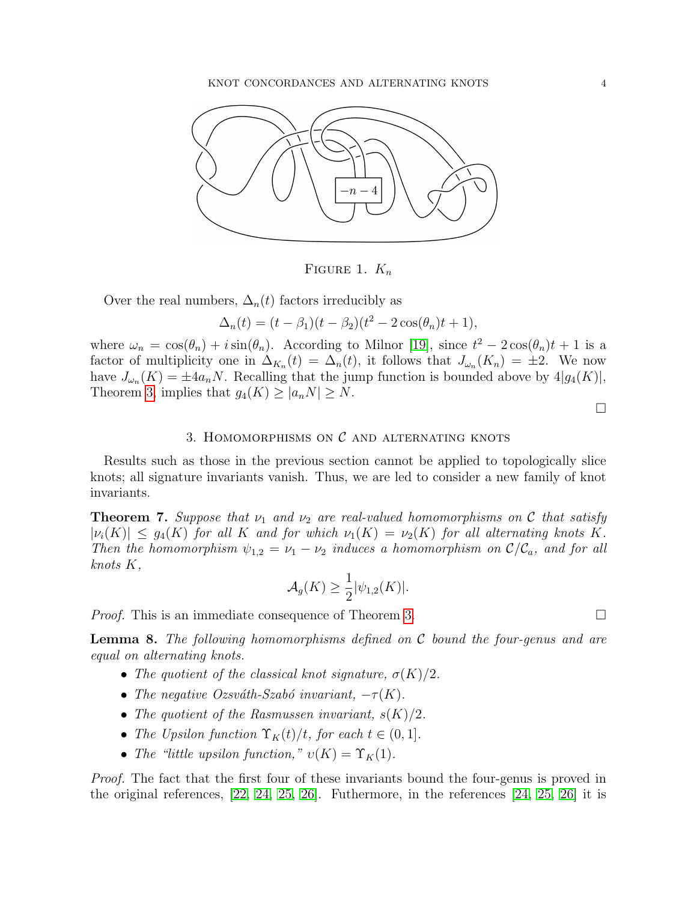Figure 1. $K_n$

Over the real numbers, $\Delta_n(t)$ factors irreducibly as

$$\Delta_n(t) = (t - \beta_1)(t - \beta_2)(t^2 - 2\cos(\theta_n)t + 1),$$

where $\omega_n = \cos(\theta_n) + i\sin(\theta_n)$. According to Milnor [19], since $t^2 - 2\cos(\theta_n)t + 1$ is a factor of multiplicity one in $\Delta_{K_n}(t) = \Delta_n(t)$, it follows that $J_{\omega_n}(K_n) = \pm 2$. We now have $J_{\omega_n}(K) = \pm 4a_n N$. Recalling that the jump function is bounded above by $4|g_4(K)|$, Theorem 3, implies that $g_4(K) \geq |a_n N| \geq N$.

□

## 3. Homomorphisms on $\mathcal{C}$ and alternating knots

Results such as those in the previous section cannot be applied to topologically slice knots; all signature invariants vanish. Thus, we are led to consider a new family of knot invariants.

**Theorem 7.** *Suppose that $\nu_1$ and $\nu_2$ are real-valued homomorphisms on $\mathcal{C}$ that satisfy $|\nu_i(K)| \leq g_4(K)$ for all $K$ and for which $\nu_1(K) = \nu_2(K)$ for all alternating knots $K$. Then the homomorphism $\psi_{1,2} = \nu_1 - \nu_2$ induces a homomorphism on $\mathcal{C}/\mathcal{C}_a$, and for all knots $K$,*

$$\mathcal{A}_g(K) \geq \frac{1}{2}|\psi_{1,2}(K)|.$$

*Proof.* This is an immediate consequence of Theorem 3. □

**Lemma 8.** *The following homomorphisms defined on $\mathcal{C}$ bound the four-genus and are equal on alternating knots.*

- *The quotient of the classical knot signature, $\sigma(K)/2$.*
- *The negative Ozsváth-Szabó invariant, $-\tau(K)$.*
- *The quotient of the Rasmussen invariant, $s(K)/2$.*
- *The Upsilon function $\Upsilon_K(t)/t$, for each $t \in (0, 1]$.*
- *The "little upsilon function," $\upsilon(K) = \Upsilon_K(1)$.*

*Proof.* The fact that the first four of these invariants bound the four-genus is proved in the original references, [22, 24, 25, 26]. Futhermore, in the references [24, 25, 26] it is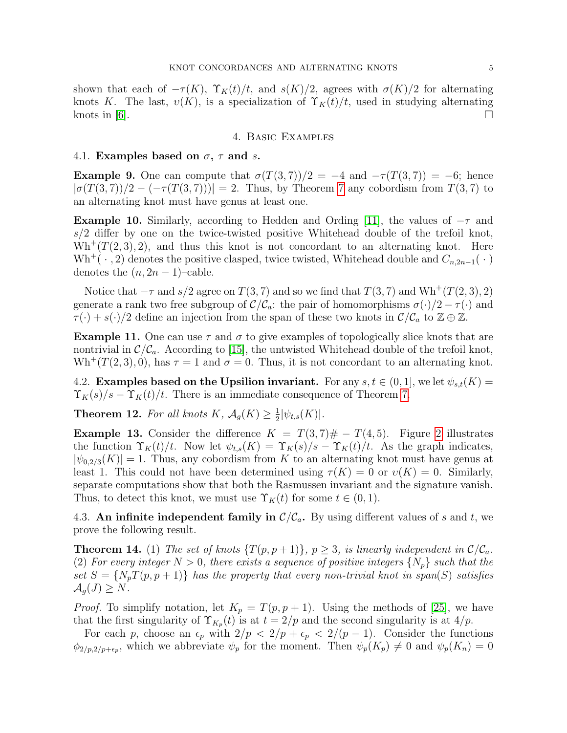shown that each of $-\tau(K)$, $\Upsilon_K(t)/t$, and $s(K)/2$, agrees with $\sigma(K)/2$ for alternating knots $K$. The last, $\upsilon(K)$, is a specialization of $\Upsilon_K(t)/t$, used in studying alternating knots in [6]. □

## 4. Basic Examples

### 4.1. Examples based on $\sigma$, $\tau$ and $s$.

**Example 9.** One can compute that $\sigma(T(3,7))/2 = -4$ and $-\tau(T(3,7)) = -6$; hence $|\sigma(T(3,7))/2 - (-\tau(T(3,7)))| = 2$. Thus, by Theorem 7 any cobordism from $T(3,7)$ to an alternating knot must have genus at least one.

**Example 10.** Similarly, according to Hedden and Ording [11], the values of $-\tau$ and $s/2$ differ by one on the twice-twisted positive Whitehead double of the trefoil knot, $\mathrm{Wh}^+(T(2,3),2)$, and thus this knot is not concordant to an alternating knot. Here $\mathrm{Wh}^+(\,\cdot\,,2)$ denotes the positive clasped, twice twisted, Whitehead double and $C_{n,2n-1}(\,\cdot\,)$ denotes the $(n, 2n-1)$–cable.

Notice that $-\tau$ and $s/2$ agree on $T(3,7)$ and so we find that $T(3,7)$ and $\mathrm{Wh}^+(T(2,3),2)$ generate a rank two free subgroup of $\mathcal{C}/\mathcal{C}_a$: the pair of homomorphisms $\sigma(\cdot)/2 - \tau(\cdot)$ and $\tau(\cdot) + s(\cdot)/2$ define an injection from the span of these two knots in $\mathcal{C}/\mathcal{C}_a$ to $\mathbb{Z} \oplus \mathbb{Z}$.

**Example 11.** One can use $\tau$ and $\sigma$ to give examples of topologically slice knots that are nontrivial in $\mathcal{C}/\mathcal{C}_a$. According to [15], the untwisted Whitehead double of the trefoil knot, $\mathrm{Wh}^+(T(2,3),0)$, has $\tau = 1$ and $\sigma = 0$. Thus, it is not concordant to an alternating knot.

### 4.2. Examples based on the Upsilon invariant.

For any $s, t \in (0,1]$, we let $\psi_{s,t}(K) = \Upsilon_K(s)/s - \Upsilon_K(t)/t$. There is an immediate consequence of Theorem 7.

**Theorem 12.** *For all knots $K$, $\mathcal{A}_g(K) \geq \frac{1}{2}|\psi_{t,s}(K)|$.*

**Example 13.** Consider the difference $K = T(3,7)\# - T(4,5)$. Figure 2 illustrates the function $\Upsilon_K(t)/t$. Now let $\psi_{t,s}(K) = \Upsilon_K(s)/s - \Upsilon_K(t)/t$. As the graph indicates, $|\psi_{0,2/3}(K)| = 1$. Thus, any cobordism from $K$ to an alternating knot must have genus at least 1. This could not have been determined using $\tau(K) = 0$ or $\upsilon(K) = 0$. Similarly, separate computations show that both the Rasmussen invariant and the signature vanish. Thus, to detect this knot, we must use $\Upsilon_K(t)$ for some $t \in (0,1)$.

### 4.3. An infinite independent family in $\mathcal{C}/\mathcal{C}_a$.

By using different values of $s$ and $t$, we prove the following result.

**Theorem 14.** (1) *The set of knots $\{T(p,p+1)\}$, $p \geq 3$, is linearly independent in $\mathcal{C}/\mathcal{C}_a$.*
(2) *For every integer $N > 0$, there exists a sequence of positive integers $\{N_p\}$ such that the set $S = \{N_p T(p,p+1)\}$ has the property that every non-trivial knot in span$(S)$ satisfies $\mathcal{A}_g(J) \geq N$.*

*Proof.* To simplify notation, let $K_p = T(p,p+1)$. Using the methods of [25], we have that the first singularity of $\Upsilon_{K_p}(t)$ is at $t = 2/p$ and the second singularity is at $4/p$.

For each $p$, choose an $\epsilon_p$ with $2/p < 2/p + \epsilon_p < 2/(p-1)$. Consider the functions $\phi_{2/p,2/p+\epsilon_p}$, which we abbreviate $\psi_p$ for the moment. Then $\psi_p(K_p) \neq 0$ and $\psi_p(K_n) = 0$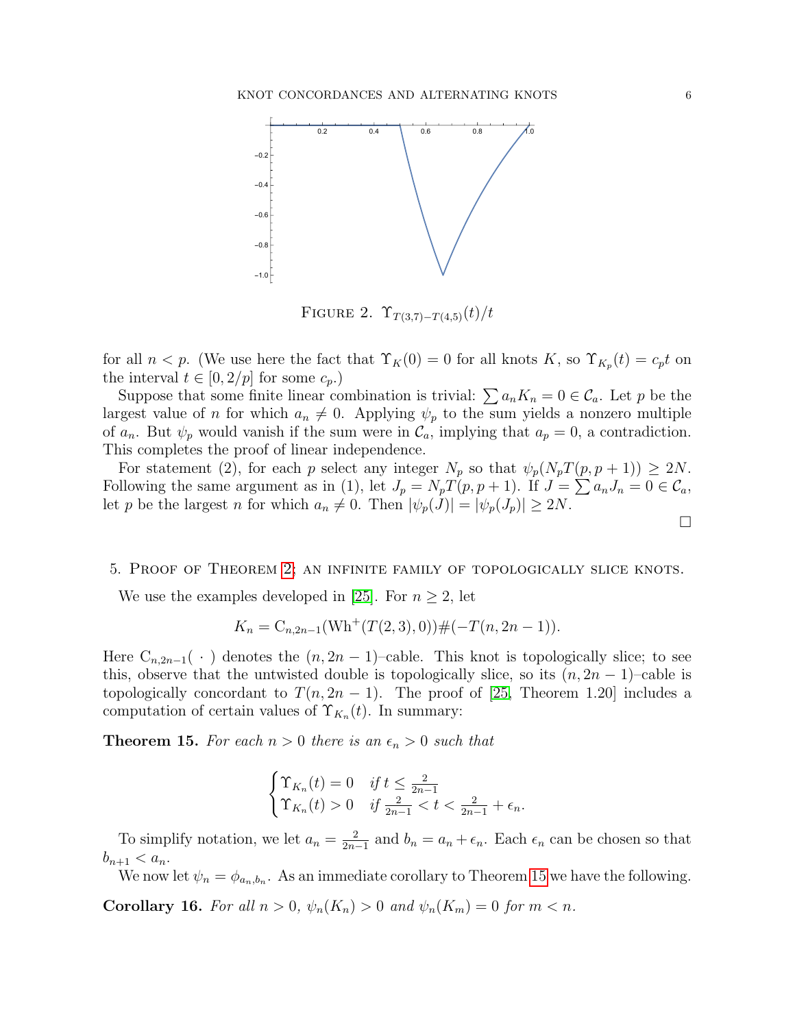FIGURE 2. $\Upsilon_{T(3,7)-T(4,5)}(t)/t$

for all $n < p$. (We use here the fact that $\Upsilon_K(0) = 0$ for all knots $K$, so $\Upsilon_{K_p}(t) = c_p t$ on the interval $t \in [0, 2/p]$ for some $c_p$.)

Suppose that some finite linear combination is trivial: $\sum a_n K_n = 0 \in \mathcal{C}_a$. Let $p$ be the largest value of $n$ for which $a_n \neq 0$. Applying $\psi_p$ to the sum yields a nonzero multiple of $a_n$. But $\psi_p$ would vanish if the sum were in $\mathcal{C}_a$, implying that $a_p = 0$, a contradiction. This completes the proof of linear independence.

For statement (2), for each $p$ select any integer $N_p$ so that $\psi_p(N_p T(p, p+1)) \geq 2N$. Following the same argument as in (1), let $J_p = N_p T(p, p+1)$. If $J = \sum a_n J_n = 0 \in \mathcal{C}_a$, let $p$ be the largest $n$ for which $a_n \neq 0$. Then $|\psi_p(J)| = |\psi_p(J_p)| \geq 2N$.

□

## 5. Proof of Theorem 2: an infinite family of topologically slice knots.

We use the examples developed in [25]. For $n \geq 2$, let

$$K_n = \mathrm{C}_{n,2n-1}(\mathrm{Wh}^+(T(2,3),0)) \# (-T(n, 2n-1)).$$

Here $\mathrm{C}_{n,2n-1}(\ \cdot\ )$ denotes the $(n, 2n-1)$–cable. This knot is topologically slice; to see this, observe that the untwisted double is topologically slice, so its $(n, 2n-1)$–cable is topologically concordant to $T(n, 2n-1)$. The proof of [25, Theorem 1.20] includes a computation of certain values of $\Upsilon_{K_n}(t)$. In summary:

**Theorem 15.** *For each $n > 0$ there is an $\epsilon_n > 0$ such that*

$$\begin{cases} \Upsilon_{K_n}(t) = 0 & \text{if } t \leq \frac{2}{2n-1} \\ \Upsilon_{K_n}(t) > 0 & \text{if } \frac{2}{2n-1} < t < \frac{2}{2n-1} + \epsilon_n. \end{cases}$$

To simplify notation, we let $a_n = \frac{2}{2n-1}$ and $b_n = a_n + \epsilon_n$. Each $\epsilon_n$ can be chosen so that $b_{n+1} < a_n$.

We now let $\psi_n = \phi_{a_n, b_n}$. As an immediate corollary to Theorem 15 we have the following.

**Corollary 16.** *For all $n > 0$, $\psi_n(K_n) > 0$ and $\psi_n(K_m) = 0$ for $m < n$.*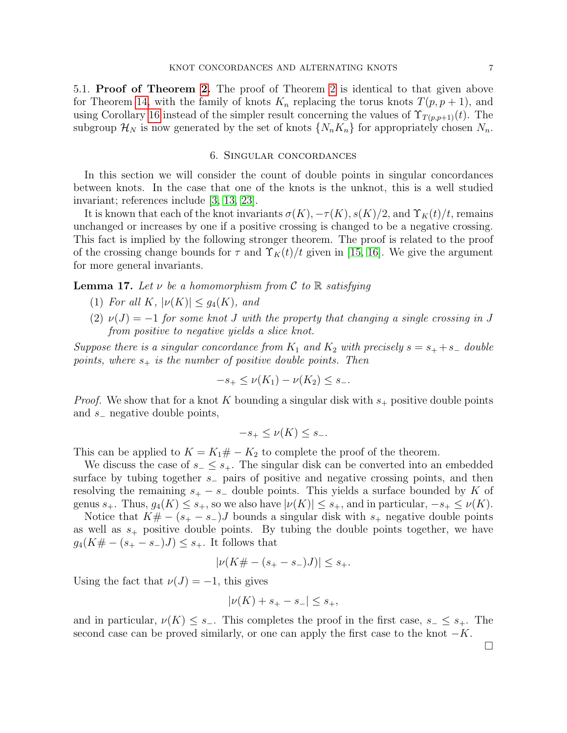5.1. **Proof of Theorem 2.** The proof of Theorem 2 is identical to that given above for Theorem 14, with the family of knots $K_n$ replacing the torus knots $T(p, p+1)$, and using Corollary 16 instead of the simpler result concerning the values of $\Upsilon_{T(p,p+1)}(t)$. The subgroup $\mathcal{H}_N$ is now generated by the set of knots $\{N_n K_n\}$ for appropriately chosen $N_n$.

## 6. Singular concordances

In this section we will consider the count of double points in singular concordances between knots. In the case that one of the knots is the unknot, this is a well studied invariant; references include [3, 13, 23].

It is known that each of the knot invariants $\sigma(K), -\tau(K), s(K)/2$, and $\Upsilon_K(t)/t$, remains unchanged or increases by one if a positive crossing is changed to be a negative crossing. This fact is implied by the following stronger theorem. The proof is related to the proof of the crossing change bounds for $\tau$ and $\Upsilon_K(t)/t$ given in [15, 16]. We give the argument for more general invariants.

**Lemma 17.** *Let $\nu$ be a homomorphism from $\mathcal{C}$ to $\mathbb{R}$ satisfying*

1. *For all $K$, $|\nu(K)| \leq g_4(K)$, and*
2. *$\nu(J) = -1$ for some knot $J$ with the property that changing a single crossing in $J$ from positive to negative yields a slice knot.*

*Suppose there is a singular concordance from $K_1$ and $K_2$ with precisely $s = s_+ + s_-$ double points, where $s_+$ is the number of positive double points. Then*

$$-s_+ \leq \nu(K_1) - \nu(K_2) \leq s_-.$$

*Proof.* We show that for a knot $K$ bounding a singular disk with $s_+$ positive double points and $s_-$ negative double points,

$$-s_+ \leq \nu(K) \leq s_-.$$

This can be applied to $K = K_1 \# -K_2$ to complete the proof of the theorem.

We discuss the case of $s_- \leq s_+$. The singular disk can be converted into an embedded surface by tubing together $s_-$ pairs of positive and negative crossing points, and then resolving the remaining $s_+ - s_-$ double points. This yields a surface bounded by $K$ of genus $s_+$. Thus, $g_4(K) \leq s_+$, so we also have $|\nu(K)| \leq s_+$, and in particular, $-s_+ \leq \nu(K)$.

Notice that $K \# -(s_+ - s_-)J$ bounds a singular disk with $s_+$ negative double points as well as $s_+$ positive double points. By tubing the double points together, we have $g_4(K \# -(s_+ - s_-)J) \leq s_+$. It follows that

$$|\nu(K \# -(s_+ - s_-)J)| \leq s_+.$$

Using the fact that $\nu(J) = -1$, this gives

$$|\nu(K) + s_+ - s_-| \leq s_+,$$

and in particular, $\nu(K) \leq s_-$. This completes the proof in the first case, $s_- \leq s_+$. The second case can be proved similarly, or one can apply the first case to the knot $-K$.

$\square$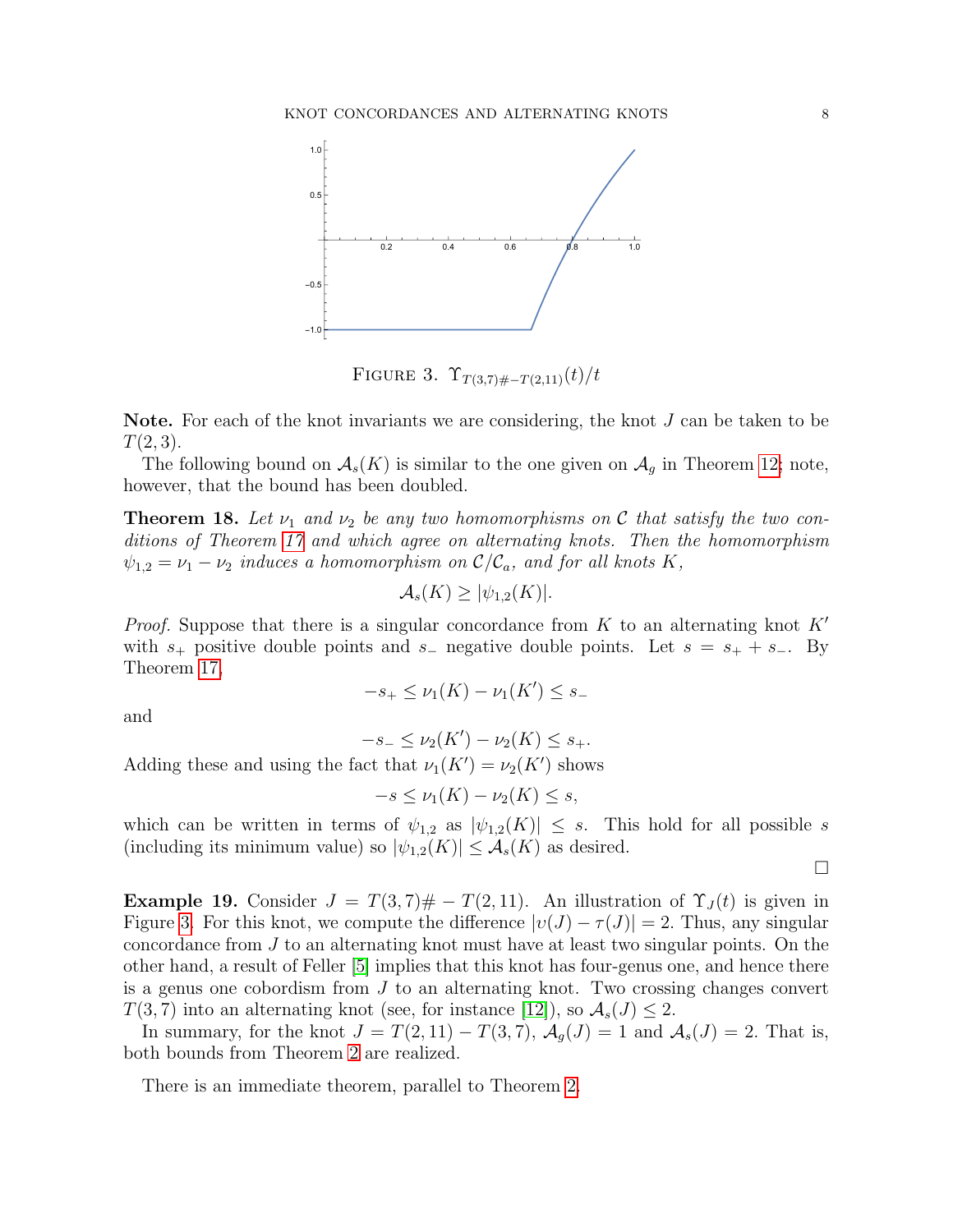FIGURE 3. $\Upsilon_{T(3,7)\#-T(2,11)}(t)/t$

**Note.** For each of the knot invariants we are considering, the knot $J$ can be taken to be $T(2,3)$.

The following bound on $\mathcal{A}_s(K)$ is similar to the one given on $\mathcal{A}_g$ in Theorem 12; note, however, that the bound has been doubled.

**Theorem 18.** *Let $\nu_1$ and $\nu_2$ be any two homomorphisms on $\mathcal{C}$ that satisfy the two conditions of Theorem 17 and which agree on alternating knots. Then the homomorphism $\psi_{1,2} = \nu_1 - \nu_2$ induces a homomorphism on $\mathcal{C}/\mathcal{C}_a$, and for all knots $K$,*

$$\mathcal{A}_s(K) \geq |\psi_{1,2}(K)|.$$

*Proof.* Suppose that there is a singular concordance from $K$ to an alternating knot $K'$ with $s_+$ positive double points and $s_-$ negative double points. Let $s = s_+ + s_-$. By Theorem 17,

$$-s_+ \leq \nu_1(K) - \nu_1(K') \leq s_-$$

and

$$-s_- \leq \nu_2(K') - \nu_2(K) \leq s_+.$$

Adding these and using the fact that $\nu_1(K') = \nu_2(K')$ shows

$$-s \leq \nu_1(K) - \nu_2(K) \leq s,$$

which can be written in terms of $\psi_{1,2}$ as $|\psi_{1,2}(K)| \leq s$. This hold for all possible $s$ (including its minimum value) so $|\psi_{1,2}(K)| \leq \mathcal{A}_s(K)$ as desired.

□

**Example 19.** Consider $J = T(3,7)\# -T(2,11)$. An illustration of $\Upsilon_J(t)$ is given in Figure 3. For this knot, we compute the difference $|\upsilon(J) - \tau(J)| = 2$. Thus, any singular concordance from $J$ to an alternating knot must have at least two singular points. On the other hand, a result of Feller [5] implies that this knot has four-genus one, and hence there is a genus one cobordism from $J$ to an alternating knot. Two crossing changes convert $T(3,7)$ into an alternating knot (see, for instance [12]), so $\mathcal{A}_s(J) \leq 2$.

In summary, for the knot $J = T(2,11) - T(3,7)$, $\mathcal{A}_g(J) = 1$ and $\mathcal{A}_s(J) = 2$. That is, both bounds from Theorem 2 are realized.

There is an immediate theorem, parallel to Theorem 2.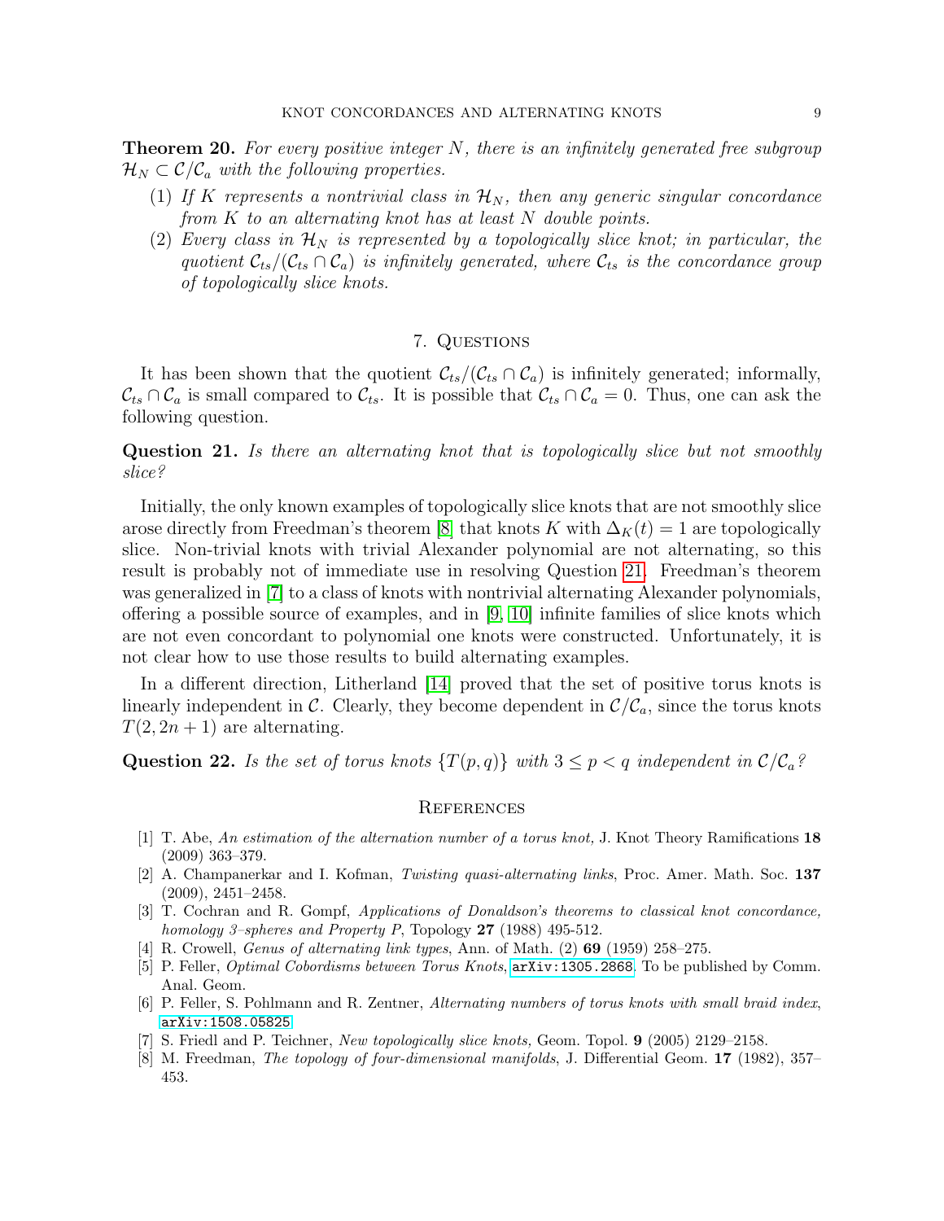**Theorem 20.** *For every positive integer $N$, there is an infinitely generated free subgroup $\mathcal{H}_N \subset \mathcal{C}/\mathcal{C}_a$ with the following properties.*

1. *If $K$ represents a nontrivial class in $\mathcal{H}_N$, then any generic singular concordance from $K$ to an alternating knot has at least $N$ double points.*
2. *Every class in $\mathcal{H}_N$ is represented by a topologically slice knot; in particular, the quotient $\mathcal{C}_{ts}/(\mathcal{C}_{ts} \cap \mathcal{C}_a)$ is infinitely generated, where $\mathcal{C}_{ts}$ is the concordance group of topologically slice knots.*

## 7. Questions

It has been shown that the quotient $\mathcal{C}_{ts}/(\mathcal{C}_{ts} \cap \mathcal{C}_a)$ is infinitely generated; informally, $\mathcal{C}_{ts} \cap \mathcal{C}_a$ is small compared to $\mathcal{C}_{ts}$. It is possible that $\mathcal{C}_{ts} \cap \mathcal{C}_a = 0$. Thus, one can ask the following question.

**Question 21.** *Is there an alternating knot that is topologically slice but not smoothly slice?*

Initially, the only known examples of topologically slice knots that are not smoothly slice arose directly from Freedman's theorem [8] that knots $K$ with $\Delta_K(t) = 1$ are topologically slice. Non-trivial knots with trivial Alexander polynomial are not alternating, so this result is probably not of immediate use in resolving Question 21. Freedman's theorem was generalized in [7] to a class of knots with nontrivial alternating Alexander polynomials, offering a possible source of examples, and in [9, 10] infinite families of slice knots which are not even concordant to polynomial one knots were constructed. Unfortunately, it is not clear how to use those results to build alternating examples.

In a different direction, Litherland [14] proved that the set of positive torus knots is linearly independent in $\mathcal{C}$. Clearly, they become dependent in $\mathcal{C}/\mathcal{C}_a$, since the torus knots $T(2, 2n+1)$ are alternating.

**Question 22.** *Is the set of torus knots $\{T(p,q)\}$ with $3 \leq p < q$ independent in $\mathcal{C}/\mathcal{C}_a$?*

## References

[1] T. Abe, *An estimation of the alternation number of a torus knot,* J. Knot Theory Ramifications **18** (2009) 363–379.

[2] A. Champanerkar and I. Kofman, *Twisting quasi-alternating links*, Proc. Amer. Math. Soc. **137** (2009), 2451–2458.

[3] T. Cochran and R. Gompf, *Applications of Donaldson's theorems to classical knot concordance, homology 3–spheres and Property P*, Topology **27** (1988) 495-512.

[4] R. Crowell, *Genus of alternating link types*, Ann. of Math. (2) **69** (1959) 258–275.

[5] P. Feller, *Optimal Cobordisms between Torus Knots*, arXiv:1305.2868. To be published by Comm. Anal. Geom.

[6] P. Feller, S. Pohlmann and R. Zentner, *Alternating numbers of torus knots with small braid index*, arXiv:1508.05825.

[7] S. Friedl and P. Teichner, *New topologically slice knots,* Geom. Topol. **9** (2005) 2129–2158.

[8] M. Freedman, *The topology of four-dimensional manifolds*, J. Differential Geom. **17** (1982), 357–453.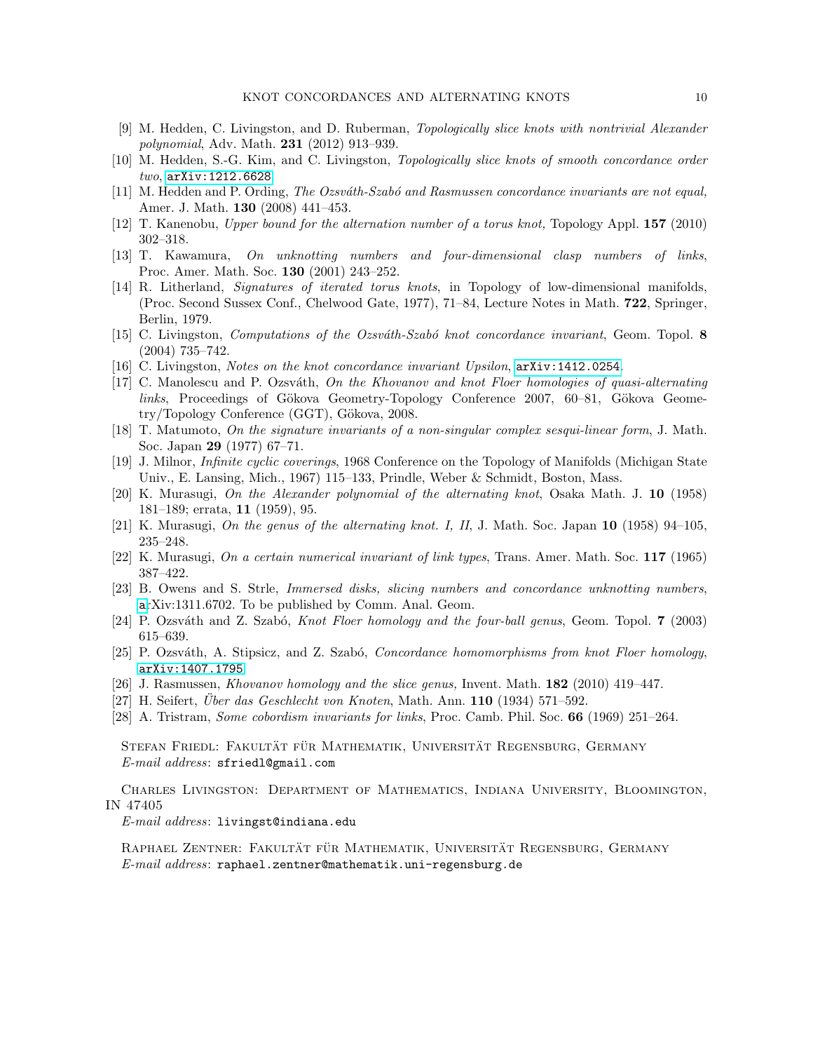[9] M. Hedden, C. Livingston, and D. Ruberman, *Topologically slice knots with nontrivial Alexander polynomial*, Adv. Math. **231** (2012) 913–939.

[10] M. Hedden, S.-G. Kim, and C. Livingston, *Topologically slice knots of smooth concordance order two*, arXiv:1212.6628.

[11] M. Hedden and P. Ording, *The Ozsváth-Szabó and Rasmussen concordance invariants are not equal,* Amer. J. Math. **130** (2008) 441–453.

[12] T. Kanenobu, *Upper bound for the alternation number of a torus knot,* Topology Appl. **157** (2010) 302–318.

[13] T. Kawamura, *On unknotting numbers and four-dimensional clasp numbers of links*, Proc. Amer. Math. Soc. **130** (2001) 243–252.

[14] R. Litherland, *Signatures of iterated torus knots*, in Topology of low-dimensional manifolds, (Proc. Second Sussex Conf., Chelwood Gate, 1977), 71–84, Lecture Notes in Math. **722**, Springer, Berlin, 1979.

[15] C. Livingston, *Computations of the Ozsváth-Szabó knot concordance invariant*, Geom. Topol. **8** (2004) 735–742.

[16] C. Livingston, *Notes on the knot concordance invariant Upsilon*, arXiv:1412.0254.

[17] C. Manolescu and P. Ozsváth, *On the Khovanov and knot Floer homologies of quasi-alternating links*, Proceedings of Gökova Geometry-Topology Conference 2007, 60–81, Gökova Geometry/Topology Conference (GGT), Gökova, 2008.

[18] T. Matumoto, *On the signature invariants of a non-singular complex sesqui-linear form*, J. Math. Soc. Japan **29** (1977) 67–71.

[19] J. Milnor, *Infinite cyclic coverings*, 1968 Conference on the Topology of Manifolds (Michigan State Univ., E. Lansing, Mich., 1967) 115–133, Prindle, Weber & Schmidt, Boston, Mass.

[20] K. Murasugi, *On the Alexander polynomial of the alternating knot*, Osaka Math. J. **10** (1958) 181–189; errata, **11** (1959), 95.

[21] K. Murasugi, *On the genus of the alternating knot. I, II*, J. Math. Soc. Japan **10** (1958) 94–105, 235–248.

[22] K. Murasugi, *On a certain numerical invariant of link types*, Trans. Amer. Math. Soc. **117** (1965) 387–422.

[23] B. Owens and S. Strle, *Immersed disks, slicing numbers and concordance unknotting numbers*, arXiv:1311.6702. To be published by Comm. Anal. Geom.

[24] P. Ozsváth and Z. Szabó, *Knot Floer homology and the four-ball genus*, Geom. Topol. **7** (2003) 615–639.

[25] P. Ozsváth, A. Stipsicz, and Z. Szabó, *Concordance homomorphisms from knot Floer homology*, arXiv:1407.1795.

[26] J. Rasmussen, *Khovanov homology and the slice genus,* Invent. Math. **182** (2010) 419–447.

[27] H. Seifert, *Über das Geschlecht von Knoten*, Math. Ann. **110** (1934) 571–592.

[28] A. Tristram, *Some cobordism invariants for links*, Proc. Camb. Phil. Soc. **66** (1969) 251–264.

Stefan Friedl: Fakultät für Mathematik, Universität Regensburg, Germany
*E-mail address*: sfriedl@gmail.com

Charles Livingston: Department of Mathematics, Indiana University, Bloomington, IN 47405
*E-mail address*: livingst@indiana.edu

Raphael Zentner: Fakultät für Mathematik, Universität Regensburg, Germany
*E-mail address*: raphael.zentner@mathematik.uni-regensburg.de